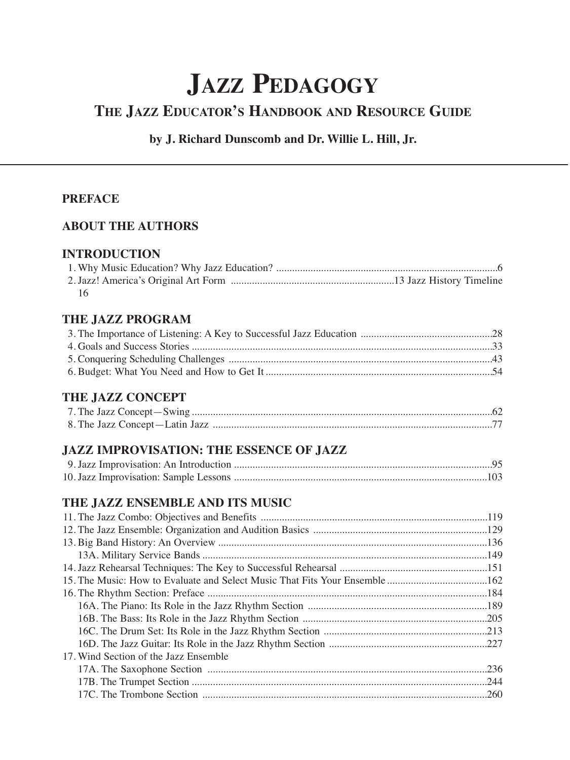# JAZZ PEDAGOGY

## THE JAZZ EDUCATOR'S HANDBOOK AND RESOURCE GUIDE

**by J. Richard Dunscomb and Dr. Willie L. Hill, Jr.**

---

**PREFACE**

**ABOUT THE AUTHORS**

### INTRODUCTION

1. Why Music Education? Why Jazz Education? ....................................................................................6
2. Jazz! America's Original Art Form ..............................................................13 Jazz History Timeline 16

### THE JAZZ PROGRAM

3. The Importance of Listening: A Key to Successful Jazz Education ..................................................28
4. Goals and Success Stories ..................................................................................................................33
5. Conquering Scheduling Challenges ....................................................................................................43
6. Budget: What You Need and How to Get It ......................................................................................54

### THE JAZZ CONCEPT

7. The Jazz Concept—Swing ..................................................................................................................62
8. The Jazz Concept—Latin Jazz ..........................................................................................................77

### JAZZ IMPROVISATION: THE ESSENCE OF JAZZ

9. Jazz Improvisation: An Introduction ..................................................................................................95
10. Jazz Improvisation: Sample Lessons ................................................................................................103

### THE JAZZ ENSEMBLE AND ITS MUSIC

11. The Jazz Combo: Objectives and Benefits ......................................................................................119
12. The Jazz Ensemble: Organization and Audition Basics ..................................................................129
13. Big Band History: An Overview ......................................................................................................136
    - 13A. Military Service Bands ............................................................................................................149
14. Jazz Rehearsal Techniques: The Key to Successful Rehearsal ........................................................151
15. The Music: How to Evaluate and Select Music That Fits Your Ensemble ......................................162
16. The Rhythm Section: Preface ..........................................................................................................184
    - 16A. The Piano: Its Role in the Jazz Rhythm Section ....................................................................189
    - 16B. The Bass: Its Role in the Jazz Rhythm Section ......................................................................205
    - 16C. The Drum Set: Its Role in the Jazz Rhythm Section ..............................................................213
    - 16D. The Jazz Guitar: Its Role in the Jazz Rhythm Section ............................................................227
17. Wind Section of the Jazz Ensemble
    - 17A. The Saxophone Section ..........................................................................................................236
    - 17B. The Trumpet Section ..............................................................................................................244
    - 17C. The Trombone Section ............................................................................................................260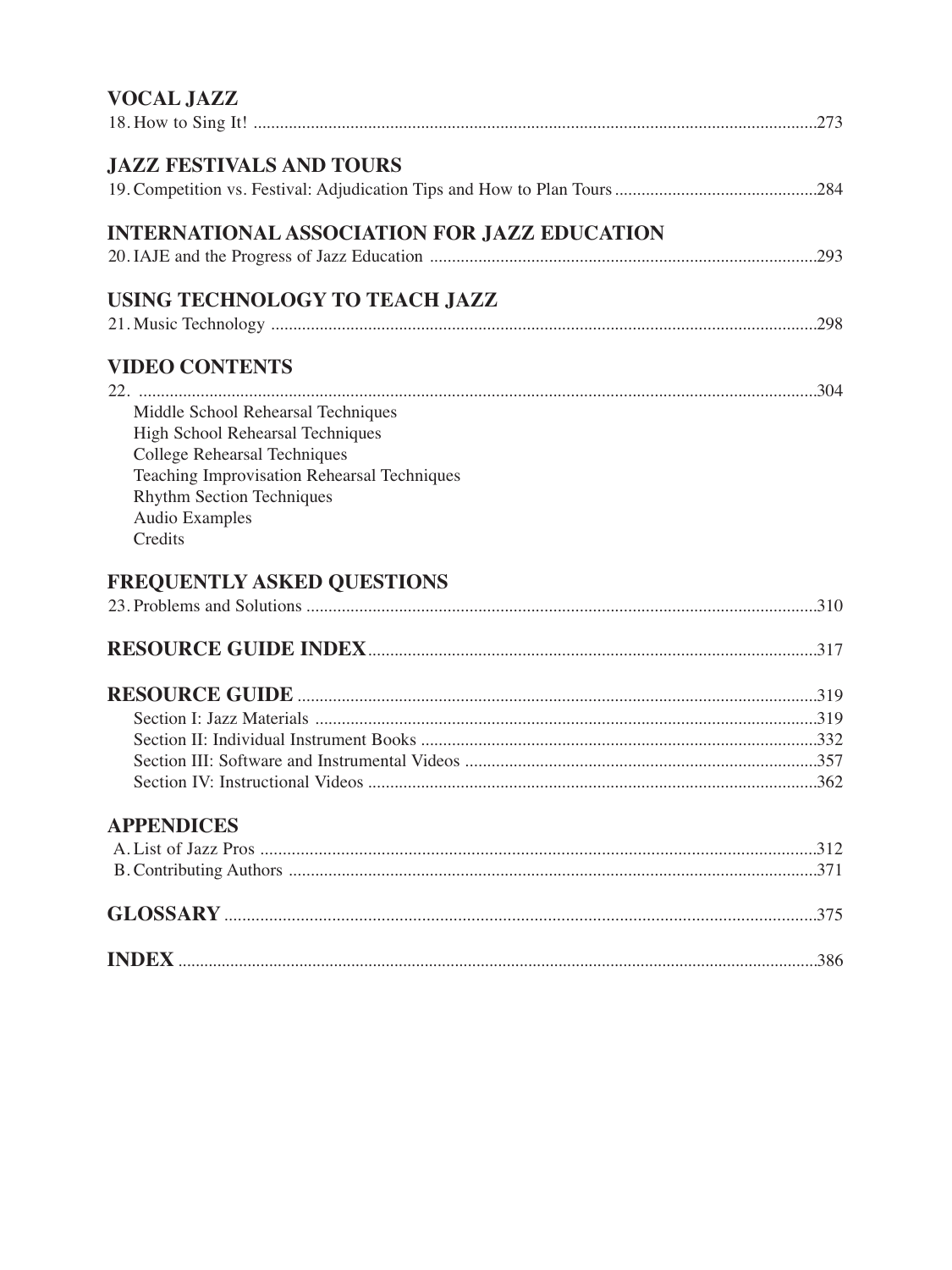## VOCAL JAZZ

18. How to Sing It! .....273

## JAZZ FESTIVALS AND TOURS

19. Competition vs. Festival: Adjudication Tips and How to Plan Tours .....284

## INTERNATIONAL ASSOCIATION FOR JAZZ EDUCATION

20. IAJE and the Progress of Jazz Education .....293

## USING TECHNOLOGY TO TEACH JAZZ

21. Music Technology .....298

## VIDEO CONTENTS

22. .....304

- Middle School Rehearsal Techniques
- High School Rehearsal Techniques
- College Rehearsal Techniques
- Teaching Improvisation Rehearsal Techniques
- Rhythm Section Techniques
- Audio Examples
- Credits

## FREQUENTLY ASKED QUESTIONS

23. Problems and Solutions .....310

## RESOURCE GUIDE INDEX .....317

## RESOURCE GUIDE .....319

- Section I: Jazz Materials .....319
- Section II: Individual Instrument Books .....332
- Section III: Software and Instrumental Videos .....357
- Section IV: Instructional Videos .....362

## APPENDICES

A. List of Jazz Pros .....312

B. Contributing Authors .....371

## GLOSSARY .....375

## INDEX .....386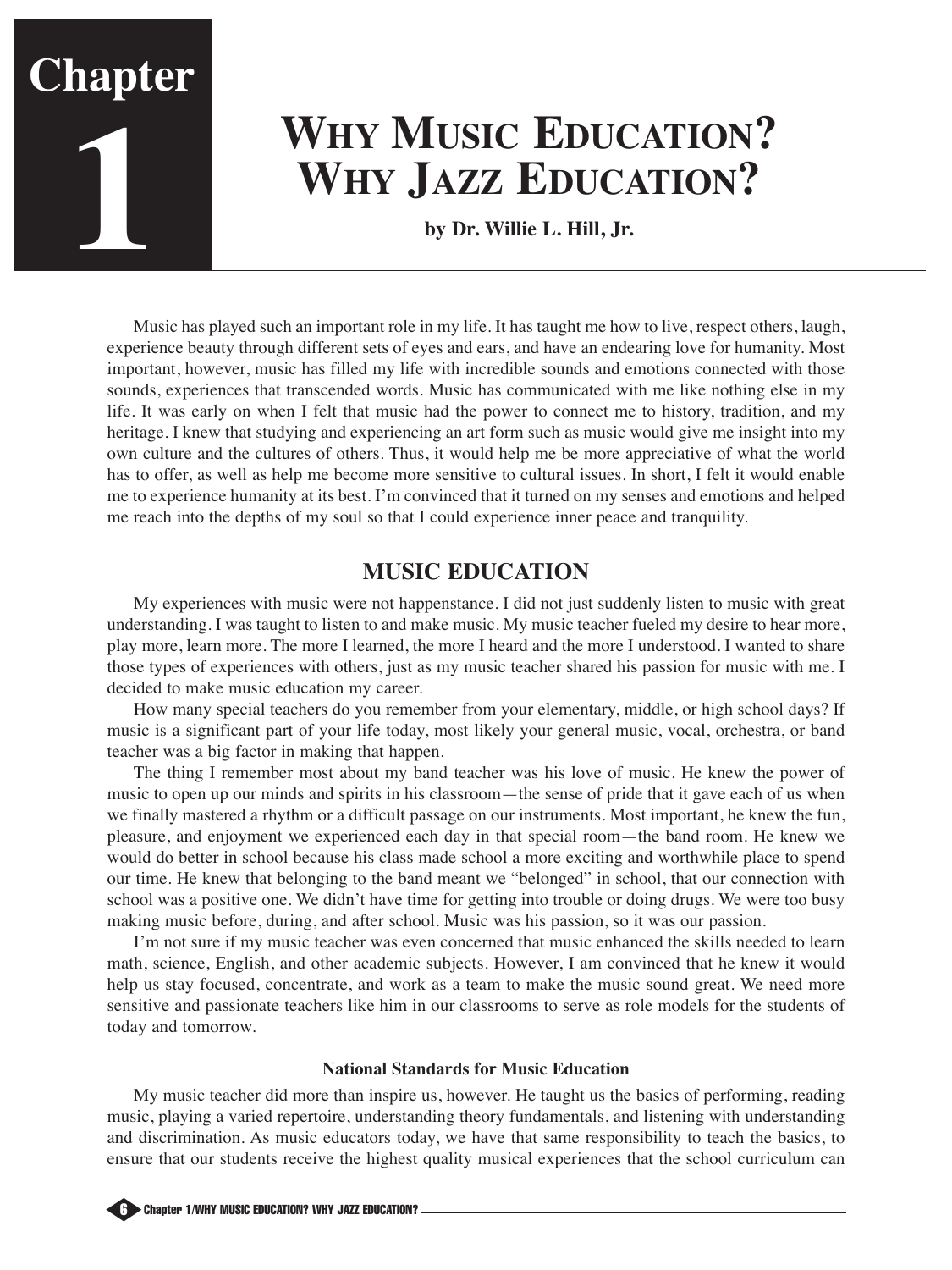# Chapter 1

# Why Music Education? Why Jazz Education?

**by Dr. Willie L. Hill, Jr.**

Music has played such an important role in my life. It has taught me how to live, respect others, laugh, experience beauty through different sets of eyes and ears, and have an endearing love for humanity. Most important, however, music has filled my life with incredible sounds and emotions connected with those sounds, experiences that transcended words. Music has communicated with me like nothing else in my life. It was early on when I felt that music had the power to connect me to history, tradition, and my heritage. I knew that studying and experiencing an art form such as music would give me insight into my own culture and the cultures of others. Thus, it would help me be more appreciative of what the world has to offer, as well as help me become more sensitive to cultural issues. In short, I felt it would enable me to experience humanity at its best. I'm convinced that it turned on my senses and emotions and helped me reach into the depths of my soul so that I could experience inner peace and tranquility.

## MUSIC EDUCATION

My experiences with music were not happenstance. I did not just suddenly listen to music with great understanding. I was taught to listen to and make music. My music teacher fueled my desire to hear more, play more, learn more. The more I learned, the more I heard and the more I understood. I wanted to share those types of experiences with others, just as my music teacher shared his passion for music with me. I decided to make music education my career.

How many special teachers do you remember from your elementary, middle, or high school days? If music is a significant part of your life today, most likely your general music, vocal, orchestra, or band teacher was a big factor in making that happen.

The thing I remember most about my band teacher was his love of music. He knew the power of music to open up our minds and spirits in his classroom—the sense of pride that it gave each of us when we finally mastered a rhythm or a difficult passage on our instruments. Most important, he knew the fun, pleasure, and enjoyment we experienced each day in that special room—the band room. He knew we would do better in school because his class made school a more exciting and worthwhile place to spend our time. He knew that belonging to the band meant we "belonged" in school, that our connection with school was a positive one. We didn't have time for getting into trouble or doing drugs. We were too busy making music before, during, and after school. Music was his passion, so it was our passion.

I'm not sure if my music teacher was even concerned that music enhanced the skills needed to learn math, science, English, and other academic subjects. However, I am convinced that he knew it would help us stay focused, concentrate, and work as a team to make the music sound great. We need more sensitive and passionate teachers like him in our classrooms to serve as role models for the students of today and tomorrow.

### National Standards for Music Education

My music teacher did more than inspire us, however. He taught us the basics of performing, reading music, playing a varied repertoire, understanding theory fundamentals, and listening with understanding and discrimination. As music educators today, we have that same responsibility to teach the basics, to ensure that our students receive the highest quality musical experiences that the school curriculum can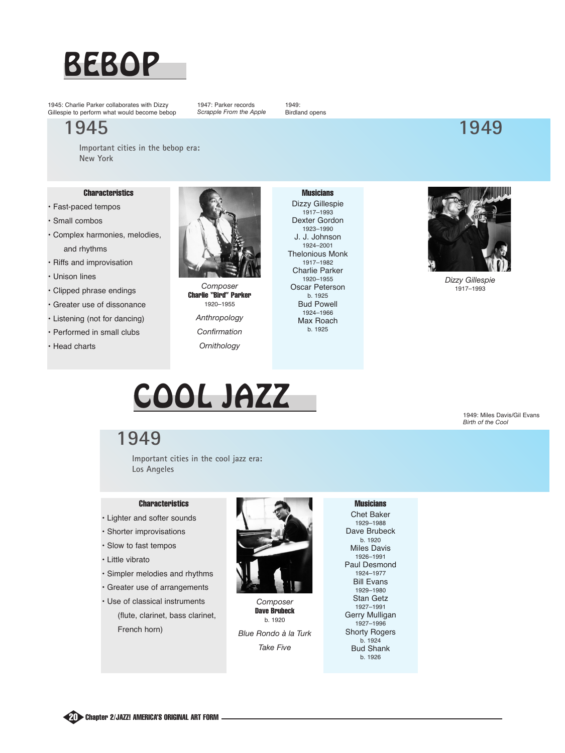# BEBOP

1945: Charlie Parker collaborates with Dizzy Gillespie to perform what would become bebop

1947: Parker records *Scrapple From the Apple*

1949: Birdland opens

**1945** — **1949**

Important cities in the bebop era:
New York

### Characteristics

- Fast-paced tempos
- Small combos
- Complex harmonies, melodies, and rhythms
- Riffs and improvisation
- Unison lines
- Clipped phrase endings
- Greater use of dissonance
- Listening (not for dancing)
- Performed in small clubs
- Head charts

*Composer*
**Charlie "Bird" Parker**
1920–1955

*Anthropology*

*Confirmation*

*Ornithology*

### Musicians

Dizzy Gillespie
1917–1993
Dexter Gordon
1923–1990
J. J. Johnson
1924–2001
Thelonious Monk
1917–1982
Charlie Parker
1920–1955
Oscar Peterson
b. 1925
Bud Powell
1924–1966
Max Roach
b. 1925

*Dizzy Gillespie*
1917–1993

# COOL JAZZ

1949: Miles Davis/Gil Evans *Birth of the Cool*

**1949**

Important cities in the cool jazz era:
Los Angeles

### Characteristics

- Lighter and softer sounds
- Shorter improvisations
- Slow to fast tempos
- Little vibrato
- Simpler melodies and rhythms
- Greater use of arrangements
- Use of classical instruments (flute, clarinet, bass clarinet, French horn)

*Composer*
**Dave Brubeck**
b. 1920

*Blue Rondo à la Turk*

*Take Five*

### Musicians

Chet Baker
1929–1988
Dave Brubeck
b. 1920
Miles Davis
1926–1991
Paul Desmond
1924–1977
Bill Evans
1929–1980
Stan Getz
1927–1991
Gerry Mulligan
1927–1996
Shorty Rogers
b. 1924
Bud Shank
b. 1926